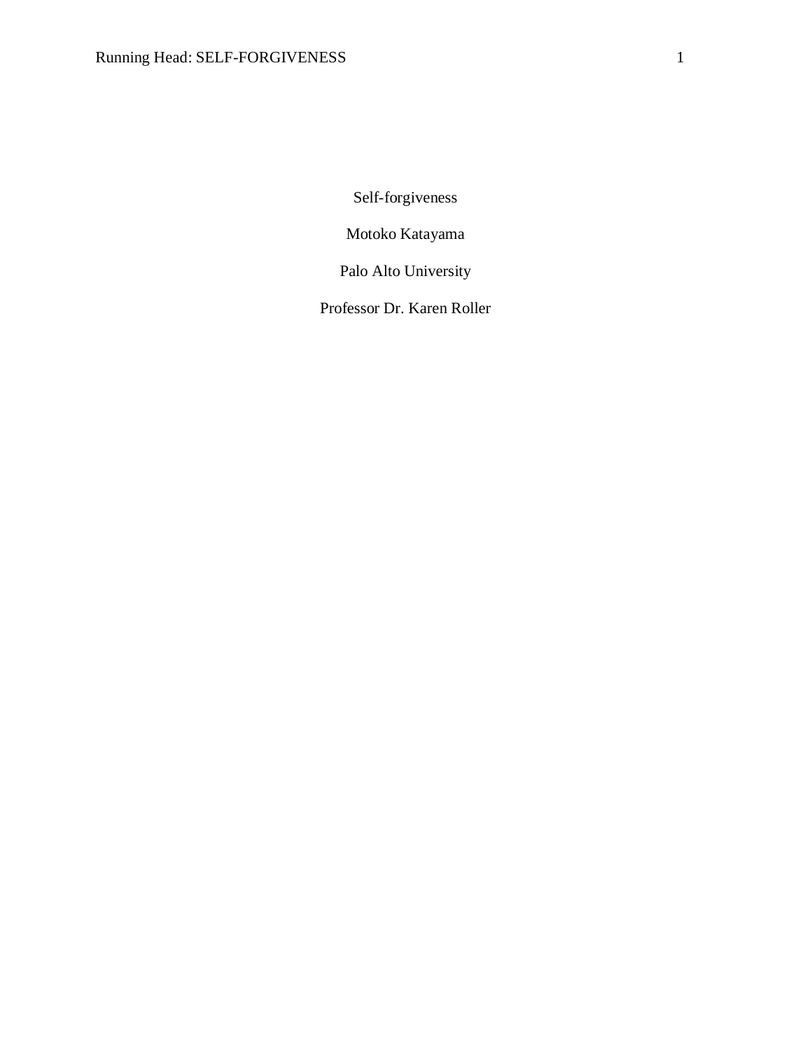Self-forgiveness

Motoko Katayama

Palo Alto University

Professor Dr. Karen Roller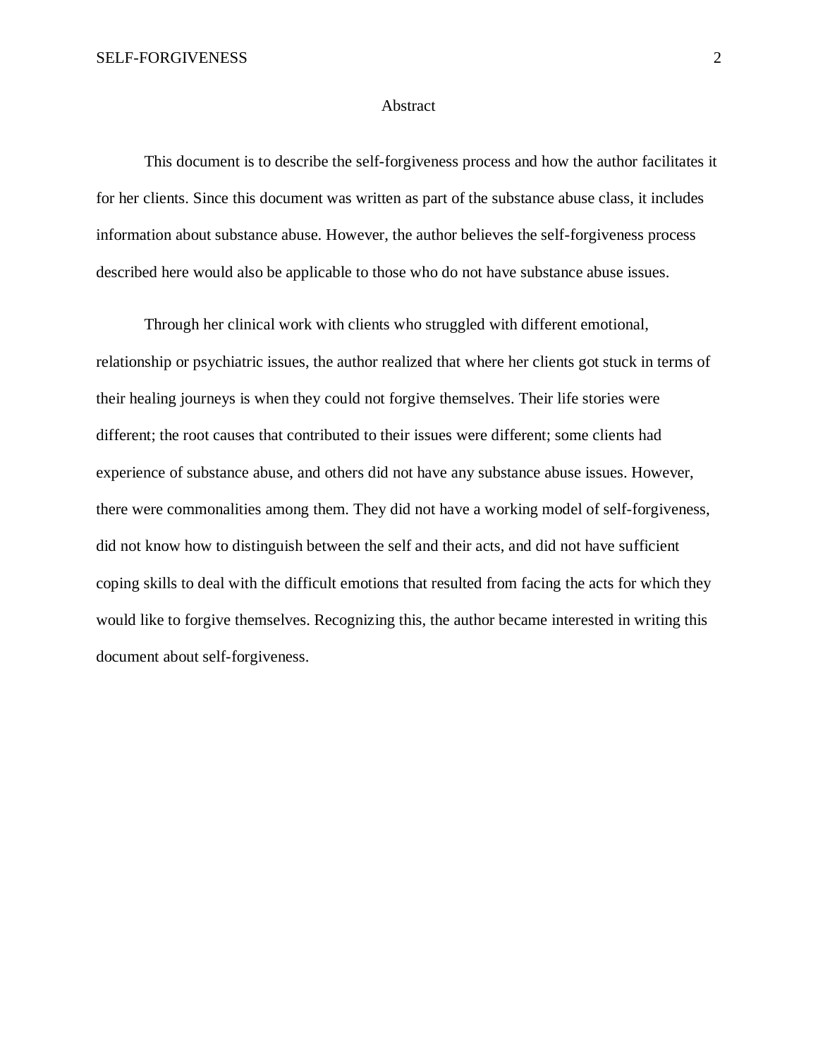# Abstract

This document is to describe the self-forgiveness process and how the author facilitates it for her clients. Since this document was written as part of the substance abuse class, it includes information about substance abuse. However, the author believes the self-forgiveness process described here would also be applicable to those who do not have substance abuse issues.

Through her clinical work with clients who struggled with different emotional, relationship or psychiatric issues, the author realized that where her clients got stuck in terms of their healing journeys is when they could not forgive themselves. Their life stories were different; the root causes that contributed to their issues were different; some clients had experience of substance abuse, and others did not have any substance abuse issues. However, there were commonalities among them. They did not have a working model of self-forgiveness, did not know how to distinguish between the self and their acts, and did not have sufficient coping skills to deal with the difficult emotions that resulted from facing the acts for which they would like to forgive themselves. Recognizing this, the author became interested in writing this document about self-forgiveness.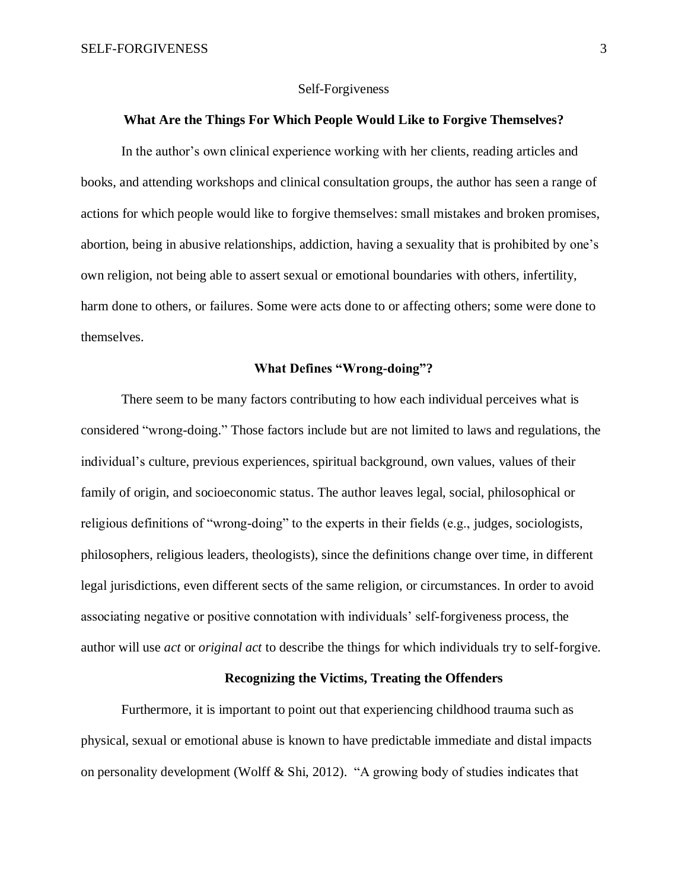# Self-Forgiveness

## What Are the Things For Which People Would Like to Forgive Themselves?

In the author's own clinical experience working with her clients, reading articles and books, and attending workshops and clinical consultation groups, the author has seen a range of actions for which people would like to forgive themselves: small mistakes and broken promises, abortion, being in abusive relationships, addiction, having a sexuality that is prohibited by one's own religion, not being able to assert sexual or emotional boundaries with others, infertility, harm done to others, or failures. Some were acts done to or affecting others; some were done to themselves.

## What Defines "Wrong-doing"?

There seem to be many factors contributing to how each individual perceives what is considered "wrong-doing." Those factors include but are not limited to laws and regulations, the individual's culture, previous experiences, spiritual background, own values, values of their family of origin, and socioeconomic status. The author leaves legal, social, philosophical or religious definitions of "wrong-doing" to the experts in their fields (e.g., judges, sociologists, philosophers, religious leaders, theologists), since the definitions change over time, in different legal jurisdictions, even different sects of the same religion, or circumstances. In order to avoid associating negative or positive connotation with individuals' self-forgiveness process, the author will use *act* or *original act* to describe the things for which individuals try to self-forgive.

## Recognizing the Victims, Treating the Offenders

Furthermore, it is important to point out that experiencing childhood trauma such as physical, sexual or emotional abuse is known to have predictable immediate and distal impacts on personality development (Wolff & Shi, 2012). "A growing body of studies indicates that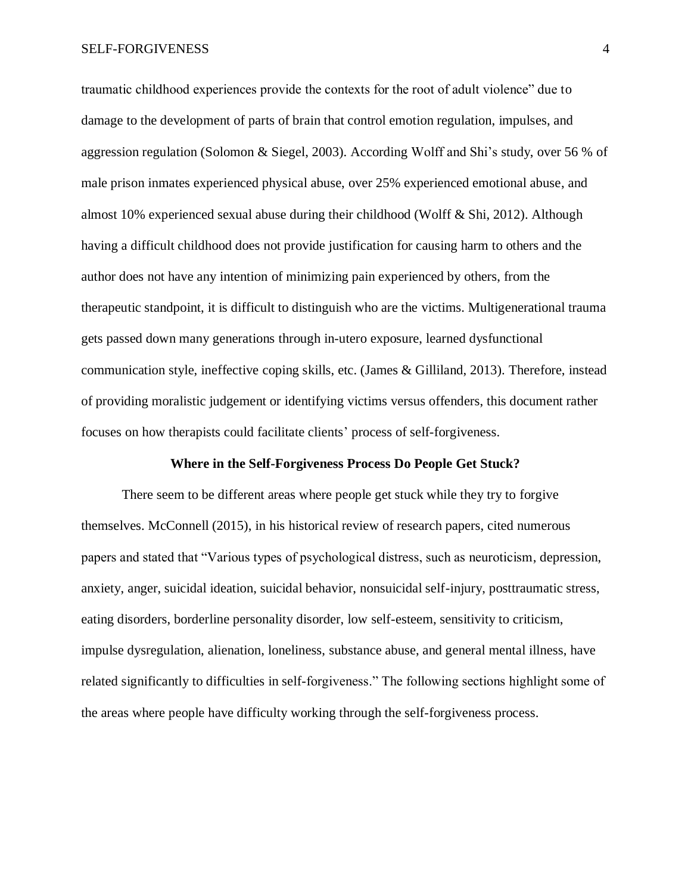traumatic childhood experiences provide the contexts for the root of adult violence" due to damage to the development of parts of brain that control emotion regulation, impulses, and aggression regulation (Solomon & Siegel, 2003). According Wolff and Shi's study, over 56 % of male prison inmates experienced physical abuse, over 25% experienced emotional abuse, and almost 10% experienced sexual abuse during their childhood (Wolff & Shi, 2012). Although having a difficult childhood does not provide justification for causing harm to others and the author does not have any intention of minimizing pain experienced by others, from the therapeutic standpoint, it is difficult to distinguish who are the victims. Multigenerational trauma gets passed down many generations through in-utero exposure, learned dysfunctional communication style, ineffective coping skills, etc. (James & Gilliland, 2013). Therefore, instead of providing moralistic judgement or identifying victims versus offenders, this document rather focuses on how therapists could facilitate clients' process of self-forgiveness.

## Where in the Self-Forgiveness Process Do People Get Stuck?

There seem to be different areas where people get stuck while they try to forgive themselves. McConnell (2015), in his historical review of research papers, cited numerous papers and stated that "Various types of psychological distress, such as neuroticism, depression, anxiety, anger, suicidal ideation, suicidal behavior, nonsuicidal self-injury, posttraumatic stress, eating disorders, borderline personality disorder, low self-esteem, sensitivity to criticism, impulse dysregulation, alienation, loneliness, substance abuse, and general mental illness, have related significantly to difficulties in self-forgiveness." The following sections highlight some of the areas where people have difficulty working through the self-forgiveness process.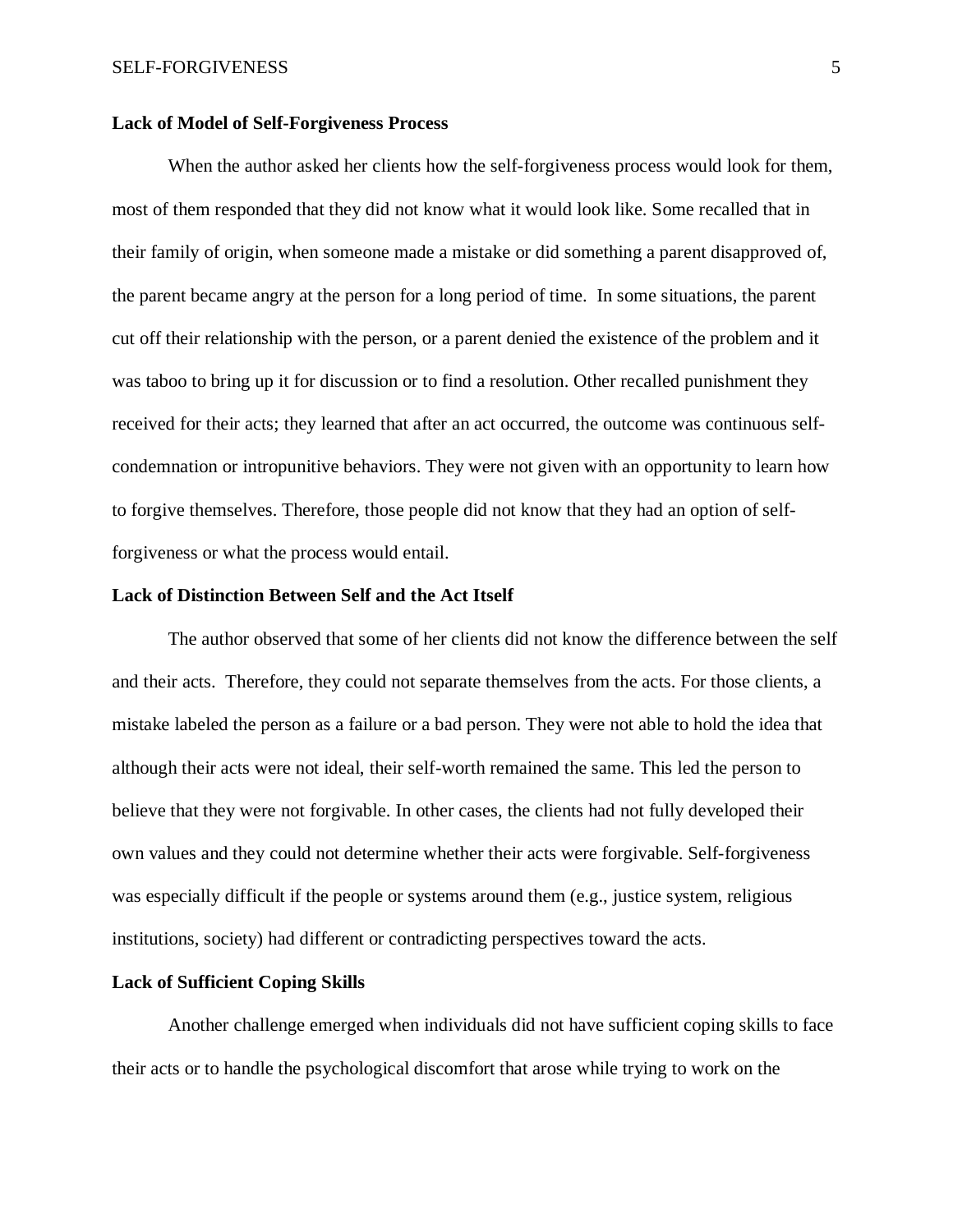## Lack of Model of Self-Forgiveness Process

When the author asked her clients how the self-forgiveness process would look for them, most of them responded that they did not know what it would look like. Some recalled that in their family of origin, when someone made a mistake or did something a parent disapproved of, the parent became angry at the person for a long period of time. In some situations, the parent cut off their relationship with the person, or a parent denied the existence of the problem and it was taboo to bring up it for discussion or to find a resolution. Other recalled punishment they received for their acts; they learned that after an act occurred, the outcome was continuous self-condemnation or intropunitive behaviors. They were not given with an opportunity to learn how to forgive themselves. Therefore, those people did not know that they had an option of self-forgiveness or what the process would entail.

## Lack of Distinction Between Self and the Act Itself

The author observed that some of her clients did not know the difference between the self and their acts. Therefore, they could not separate themselves from the acts. For those clients, a mistake labeled the person as a failure or a bad person. They were not able to hold the idea that although their acts were not ideal, their self-worth remained the same. This led the person to believe that they were not forgivable. In other cases, the clients had not fully developed their own values and they could not determine whether their acts were forgivable. Self-forgiveness was especially difficult if the people or systems around them (e.g., justice system, religious institutions, society) had different or contradicting perspectives toward the acts.

## Lack of Sufficient Coping Skills

Another challenge emerged when individuals did not have sufficient coping skills to face their acts or to handle the psychological discomfort that arose while trying to work on the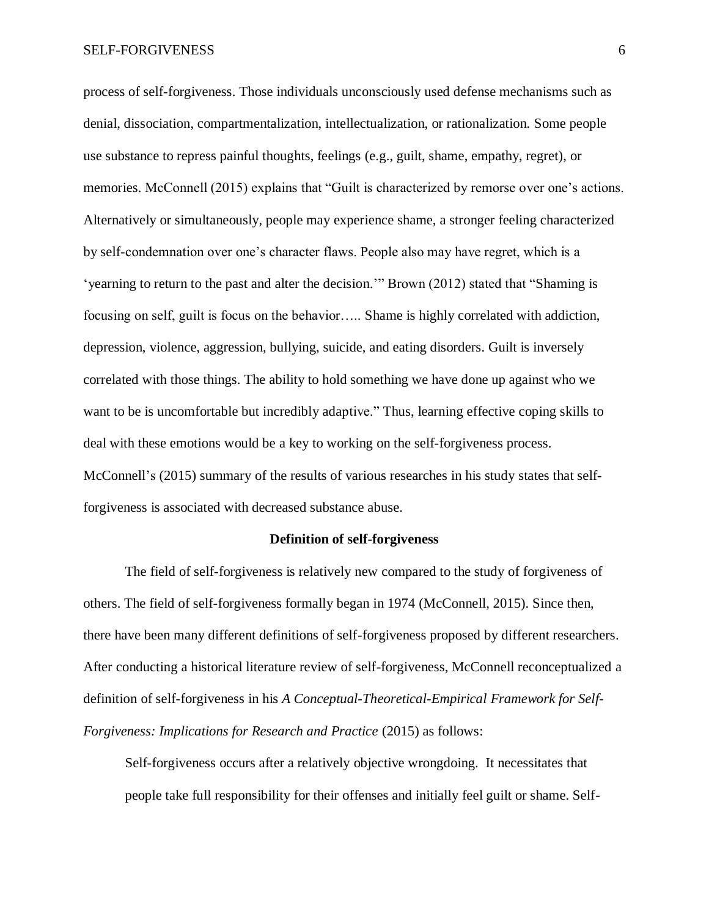process of self-forgiveness. Those individuals unconsciously used defense mechanisms such as denial, dissociation, compartmentalization, intellectualization, or rationalization. Some people use substance to repress painful thoughts, feelings (e.g., guilt, shame, empathy, regret), or memories. McConnell (2015) explains that "Guilt is characterized by remorse over one's actions. Alternatively or simultaneously, people may experience shame, a stronger feeling characterized by self-condemnation over one's character flaws. People also may have regret, which is a 'yearning to return to the past and alter the decision.'" Brown (2012) stated that "Shaming is focusing on self, guilt is focus on the behavior….. Shame is highly correlated with addiction, depression, violence, aggression, bullying, suicide, and eating disorders. Guilt is inversely correlated with those things. The ability to hold something we have done up against who we want to be is uncomfortable but incredibly adaptive." Thus, learning effective coping skills to deal with these emotions would be a key to working on the self-forgiveness process. McConnell's (2015) summary of the results of various researches in his study states that self-forgiveness is associated with decreased substance abuse.

## Definition of self-forgiveness

The field of self-forgiveness is relatively new compared to the study of forgiveness of others. The field of self-forgiveness formally began in 1974 (McConnell, 2015). Since then, there have been many different definitions of self-forgiveness proposed by different researchers. After conducting a historical literature review of self-forgiveness, McConnell reconceptualized a definition of self-forgiveness in his *A Conceptual-Theoretical-Empirical Framework for Self-Forgiveness: Implications for Research and Practice* (2015) as follows:

> Self-forgiveness occurs after a relatively objective wrongdoing. It necessitates that people take full responsibility for their offenses and initially feel guilt or shame. Self-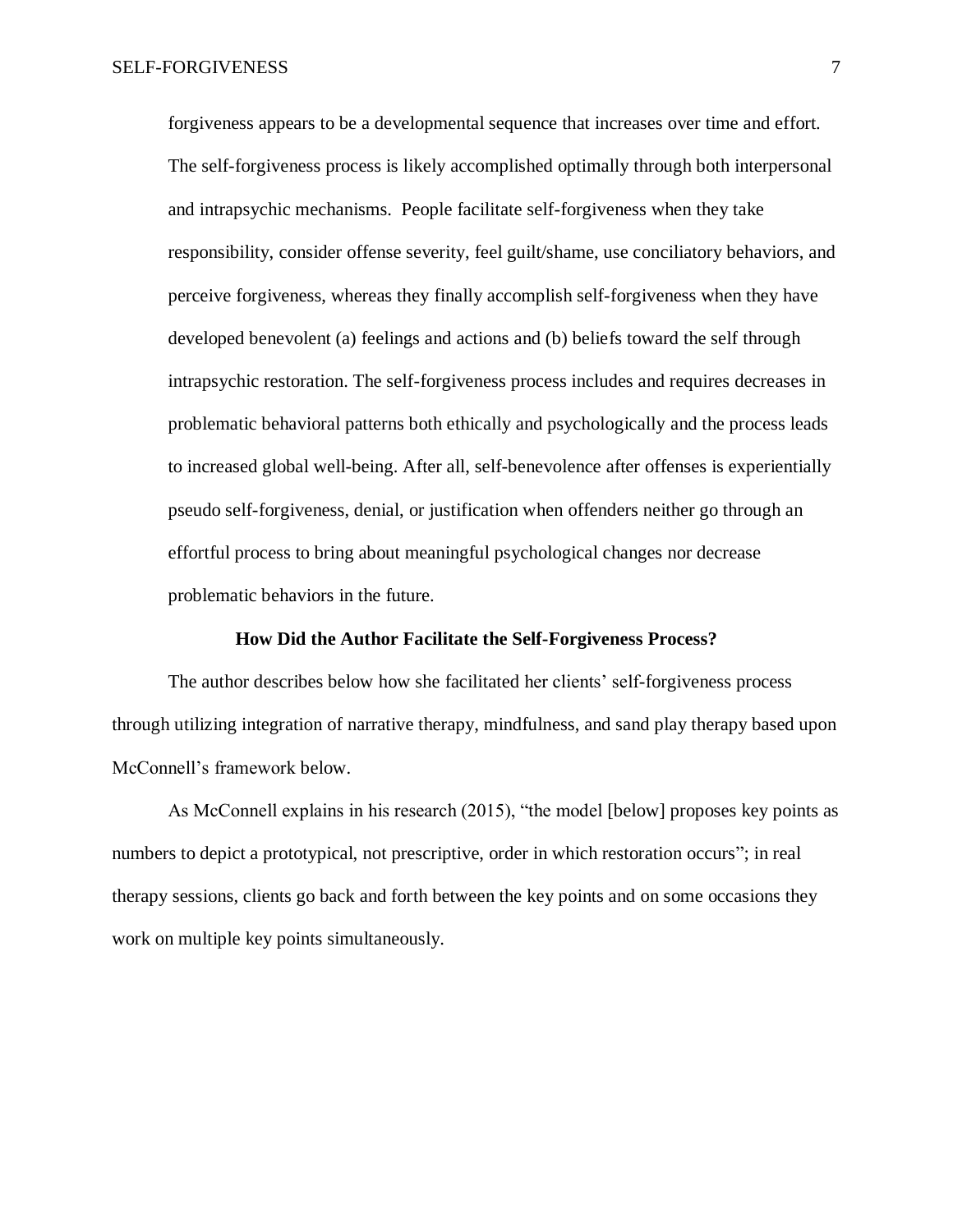forgiveness appears to be a developmental sequence that increases over time and effort. The self-forgiveness process is likely accomplished optimally through both interpersonal and intrapsychic mechanisms. People facilitate self-forgiveness when they take responsibility, consider offense severity, feel guilt/shame, use conciliatory behaviors, and perceive forgiveness, whereas they finally accomplish self-forgiveness when they have developed benevolent (a) feelings and actions and (b) beliefs toward the self through intrapsychic restoration. The self-forgiveness process includes and requires decreases in problematic behavioral patterns both ethically and psychologically and the process leads to increased global well-being. After all, self-benevolence after offenses is experientially pseudo self-forgiveness, denial, or justification when offenders neither go through an effortful process to bring about meaningful psychological changes nor decrease problematic behaviors in the future.

## How Did the Author Facilitate the Self-Forgiveness Process?

The author describes below how she facilitated her clients' self-forgiveness process through utilizing integration of narrative therapy, mindfulness, and sand play therapy based upon McConnell's framework below.

As McConnell explains in his research (2015), "the model [below] proposes key points as numbers to depict a prototypical, not prescriptive, order in which restoration occurs"; in real therapy sessions, clients go back and forth between the key points and on some occasions they work on multiple key points simultaneously.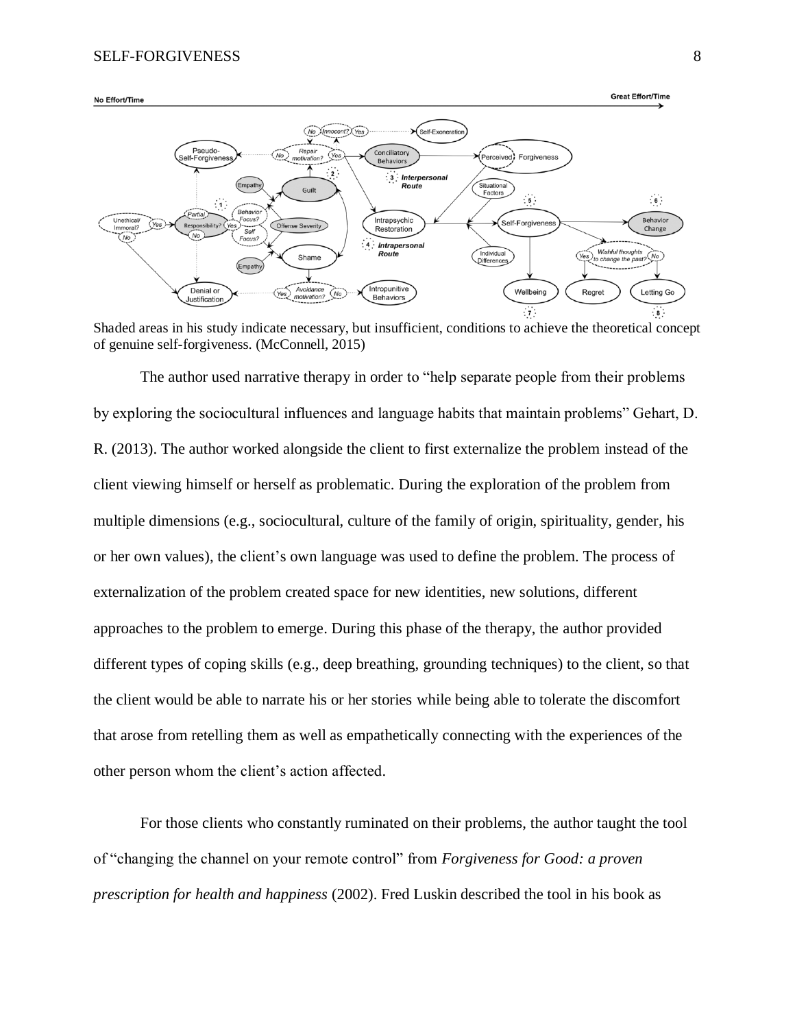No Effort/Time

Great Effort/Time

No

Innocent?

Yes

Self-Exoneration

Pseudo-Self-Forgiveness

No

Repair motivation?

Yes

Conciliatory Behaviors

Perceived Forgiveness

2

3 Interpersonal Route

Empathy

Guilt

Situational Factors

5

6

1

Partial

Behavior Focus?

Unethical/Immoral?

Yes

Responsibility?

Yes

No

No

Offense Severity

Self Focus?

Intrapsychic Restoration

Self-Forgiveness

Behavior Change

4 Intrapersonal Route

Individual Differences

Yes

Wishful thoughts to change the past?

No

Empathy

Shame

Denial or Justification

Yes

Avoidance motivation?

No

Intropunitive Behaviors

Wellbeing

Regret

Letting Go

7

8

Shaded areas in his study indicate necessary, but insufficient, conditions to achieve the theoretical concept of genuine self-forgiveness. (McConnell, 2015)

The author used narrative therapy in order to "help separate people from their problems by exploring the sociocultural influences and language habits that maintain problems" Gehart, D. R. (2013). The author worked alongside the client to first externalize the problem instead of the client viewing himself or herself as problematic. During the exploration of the problem from multiple dimensions (e.g., sociocultural, culture of the family of origin, spirituality, gender, his or her own values), the client's own language was used to define the problem. The process of externalization of the problem created space for new identities, new solutions, different approaches to the problem to emerge. During this phase of the therapy, the author provided different types of coping skills (e.g., deep breathing, grounding techniques) to the client, so that the client would be able to narrate his or her stories while being able to tolerate the discomfort that arose from retelling them as well as empathetically connecting with the experiences of the other person whom the client's action affected.

For those clients who constantly ruminated on their problems, the author taught the tool of "changing the channel on your remote control" from *Forgiveness for Good: a proven prescription for health and happiness* (2002). Fred Luskin described the tool in his book as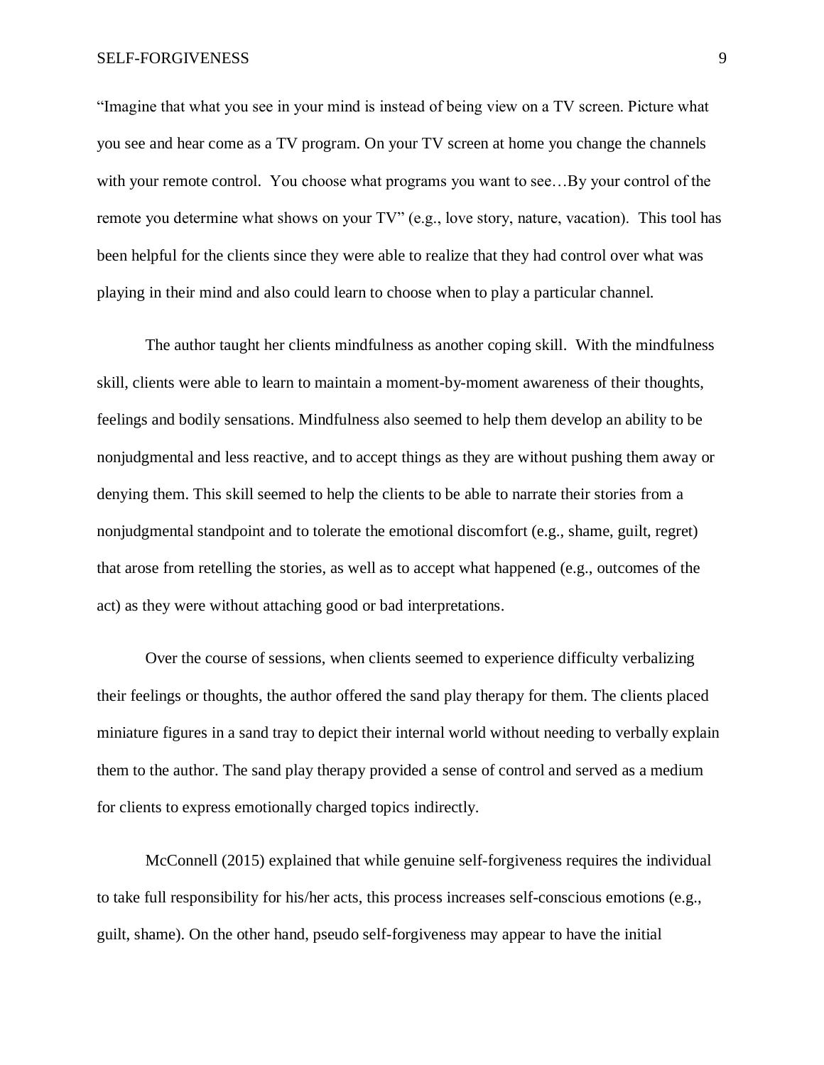"Imagine that what you see in your mind is instead of being view on a TV screen. Picture what you see and hear come as a TV program. On your TV screen at home you change the channels with your remote control. You choose what programs you want to see…By your control of the remote you determine what shows on your TV" (e.g., love story, nature, vacation). This tool has been helpful for the clients since they were able to realize that they had control over what was playing in their mind and also could learn to choose when to play a particular channel.

The author taught her clients mindfulness as another coping skill. With the mindfulness skill, clients were able to learn to maintain a moment-by-moment awareness of their thoughts, feelings and bodily sensations. Mindfulness also seemed to help them develop an ability to be nonjudgmental and less reactive, and to accept things as they are without pushing them away or denying them. This skill seemed to help the clients to be able to narrate their stories from a nonjudgmental standpoint and to tolerate the emotional discomfort (e.g., shame, guilt, regret) that arose from retelling the stories, as well as to accept what happened (e.g., outcomes of the act) as they were without attaching good or bad interpretations.

Over the course of sessions, when clients seemed to experience difficulty verbalizing their feelings or thoughts, the author offered the sand play therapy for them. The clients placed miniature figures in a sand tray to depict their internal world without needing to verbally explain them to the author. The sand play therapy provided a sense of control and served as a medium for clients to express emotionally charged topics indirectly.

McConnell (2015) explained that while genuine self-forgiveness requires the individual to take full responsibility for his/her acts, this process increases self-conscious emotions (e.g., guilt, shame). On the other hand, pseudo self-forgiveness may appear to have the initial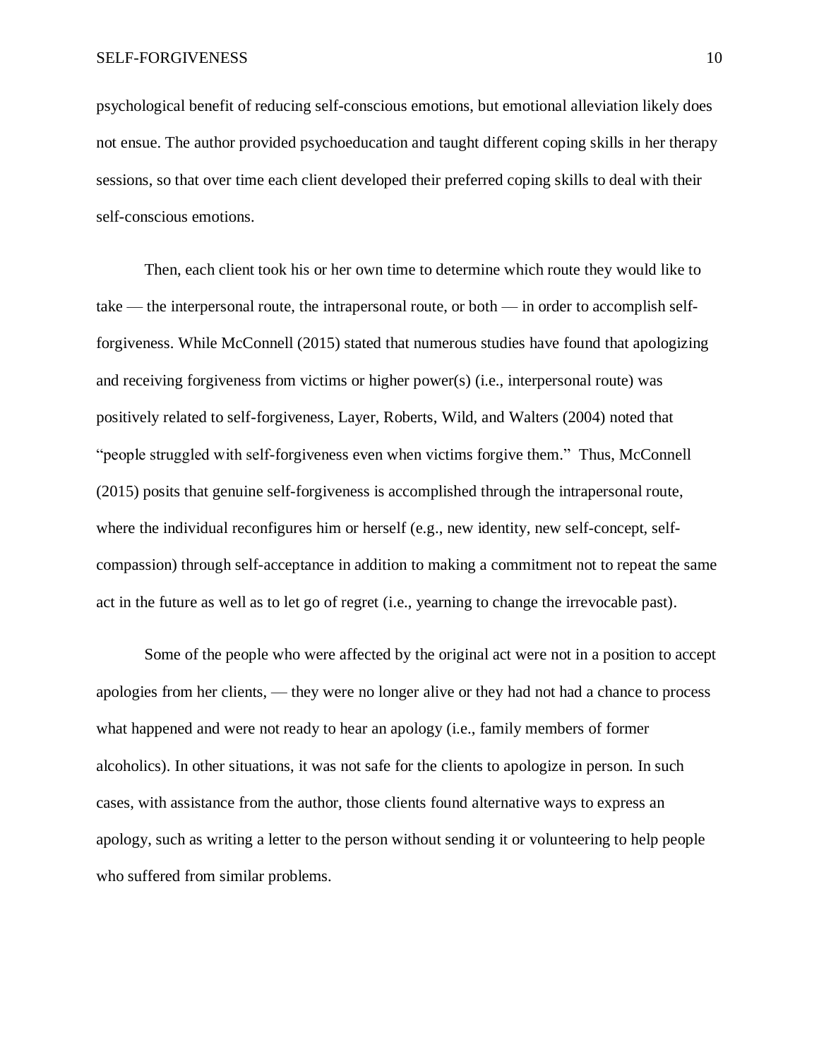psychological benefit of reducing self-conscious emotions, but emotional alleviation likely does not ensue. The author provided psychoeducation and taught different coping skills in her therapy sessions, so that over time each client developed their preferred coping skills to deal with their self-conscious emotions.

Then, each client took his or her own time to determine which route they would like to take — the interpersonal route, the intrapersonal route, or both — in order to accomplish self-forgiveness. While McConnell (2015) stated that numerous studies have found that apologizing and receiving forgiveness from victims or higher power(s) (i.e., interpersonal route) was positively related to self-forgiveness, Layer, Roberts, Wild, and Walters (2004) noted that "people struggled with self-forgiveness even when victims forgive them." Thus, McConnell (2015) posits that genuine self-forgiveness is accomplished through the intrapersonal route, where the individual reconfigures him or herself (e.g., new identity, new self-concept, self-compassion) through self-acceptance in addition to making a commitment not to repeat the same act in the future as well as to let go of regret (i.e., yearning to change the irrevocable past).

Some of the people who were affected by the original act were not in a position to accept apologies from her clients, — they were no longer alive or they had not had a chance to process what happened and were not ready to hear an apology (i.e., family members of former alcoholics). In other situations, it was not safe for the clients to apologize in person. In such cases, with assistance from the author, those clients found alternative ways to express an apology, such as writing a letter to the person without sending it or volunteering to help people who suffered from similar problems.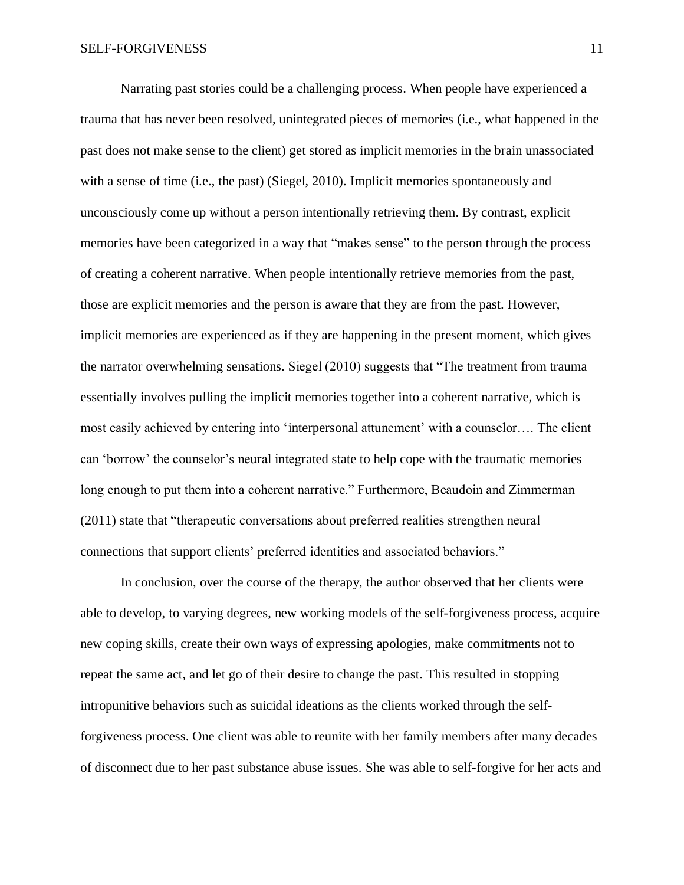Narrating past stories could be a challenging process. When people have experienced a trauma that has never been resolved, unintegrated pieces of memories (i.e., what happened in the past does not make sense to the client) get stored as implicit memories in the brain unassociated with a sense of time (i.e., the past) (Siegel, 2010). Implicit memories spontaneously and unconsciously come up without a person intentionally retrieving them. By contrast, explicit memories have been categorized in a way that "makes sense" to the person through the process of creating a coherent narrative. When people intentionally retrieve memories from the past, those are explicit memories and the person is aware that they are from the past. However, implicit memories are experienced as if they are happening in the present moment, which gives the narrator overwhelming sensations. Siegel (2010) suggests that "The treatment from trauma essentially involves pulling the implicit memories together into a coherent narrative, which is most easily achieved by entering into 'interpersonal attunement' with a counselor…. The client can 'borrow' the counselor's neural integrated state to help cope with the traumatic memories long enough to put them into a coherent narrative." Furthermore, Beaudoin and Zimmerman (2011) state that "therapeutic conversations about preferred realities strengthen neural connections that support clients' preferred identities and associated behaviors."

In conclusion, over the course of the therapy, the author observed that her clients were able to develop, to varying degrees, new working models of the self-forgiveness process, acquire new coping skills, create their own ways of expressing apologies, make commitments not to repeat the same act, and let go of their desire to change the past. This resulted in stopping intropunitive behaviors such as suicidal ideations as the clients worked through the self-forgiveness process. One client was able to reunite with her family members after many decades of disconnect due to her past substance abuse issues. She was able to self-forgive for her acts and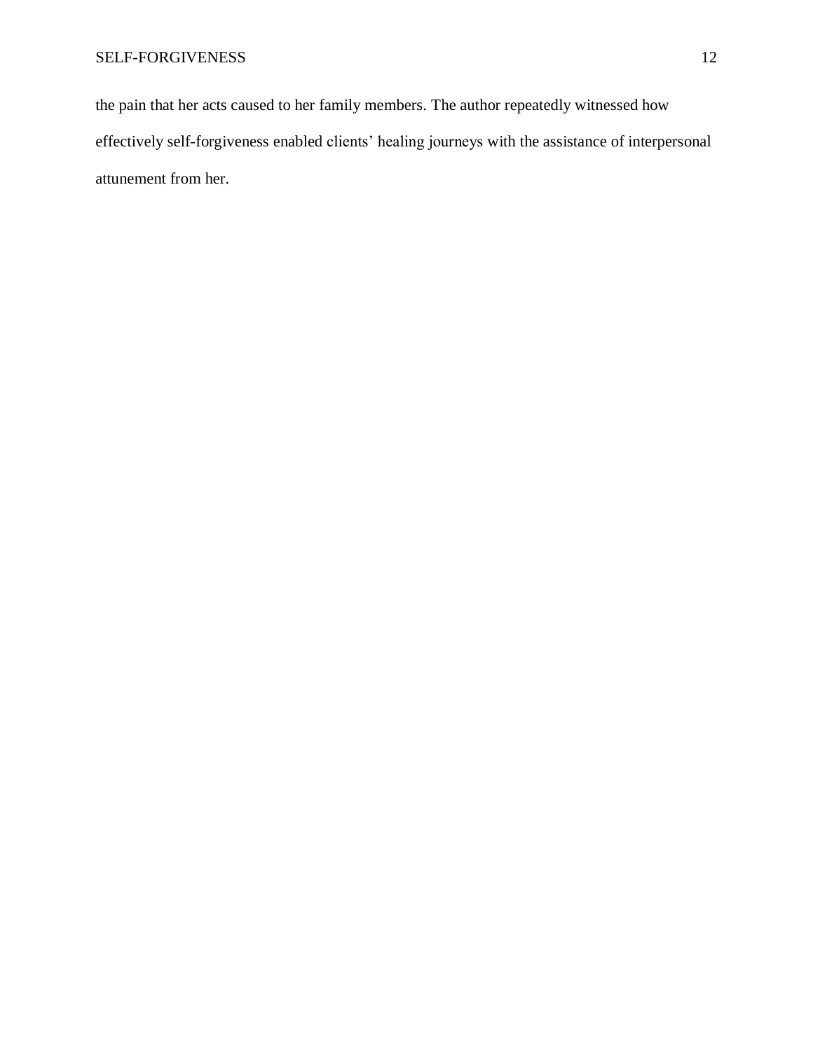the pain that her acts caused to her family members. The author repeatedly witnessed how effectively self-forgiveness enabled clients' healing journeys with the assistance of interpersonal attunement from her.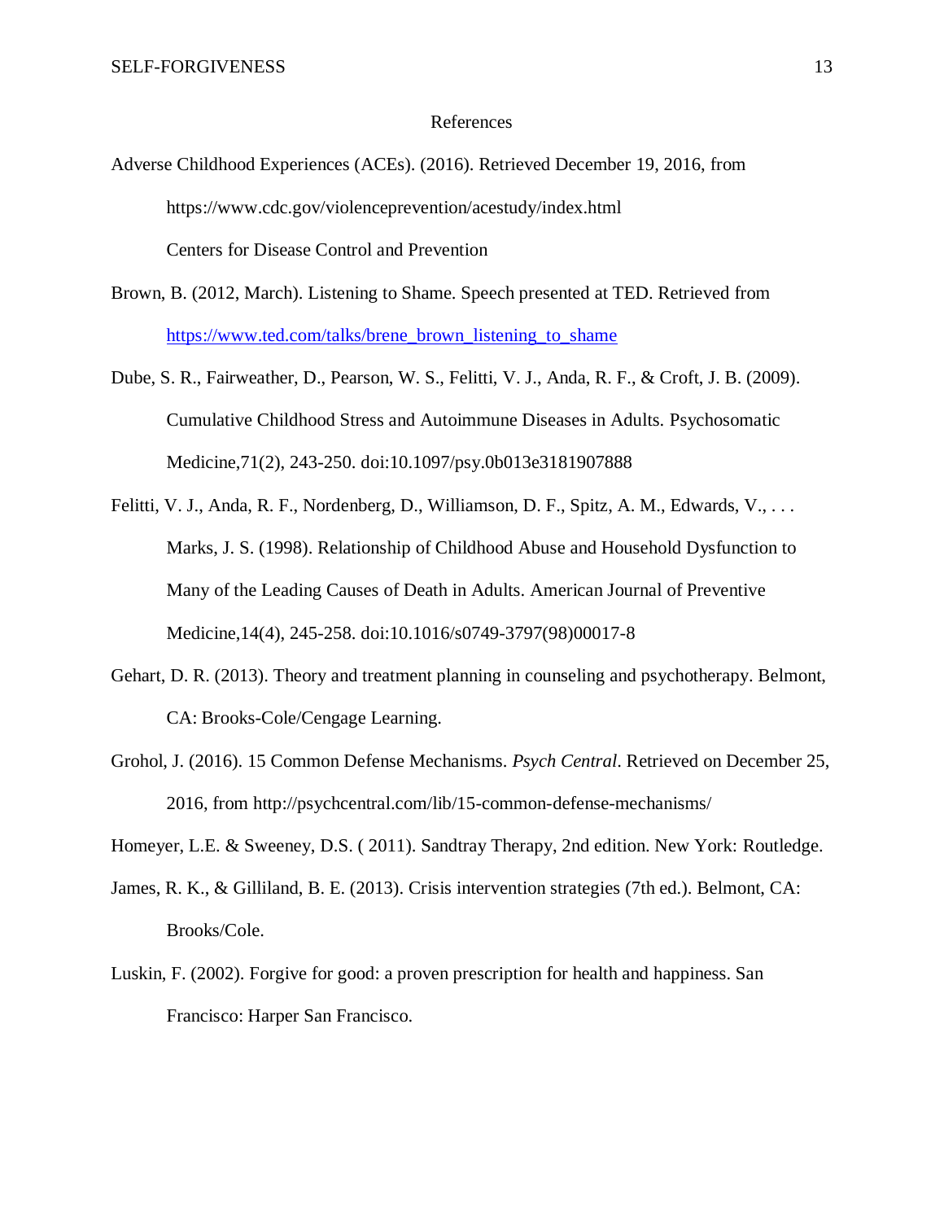# References

Adverse Childhood Experiences (ACEs). (2016). Retrieved December 19, 2016, from https://www.cdc.gov/violenceprevention/acestudy/index.html Centers for Disease Control and Prevention

Brown, B. (2012, March). Listening to Shame. Speech presented at TED. Retrieved from https://www.ted.com/talks/brene_brown_listening_to_shame

Dube, S. R., Fairweather, D., Pearson, W. S., Felitti, V. J., Anda, R. F., & Croft, J. B. (2009). Cumulative Childhood Stress and Autoimmune Diseases in Adults. Psychosomatic Medicine,71(2), 243-250. doi:10.1097/psy.0b013e3181907888

Felitti, V. J., Anda, R. F., Nordenberg, D., Williamson, D. F., Spitz, A. M., Edwards, V., . . . Marks, J. S. (1998). Relationship of Childhood Abuse and Household Dysfunction to Many of the Leading Causes of Death in Adults. American Journal of Preventive Medicine,14(4), 245-258. doi:10.1016/s0749-3797(98)00017-8

Gehart, D. R. (2013). Theory and treatment planning in counseling and psychotherapy. Belmont, CA: Brooks-Cole/Cengage Learning.

Grohol, J. (2016). 15 Common Defense Mechanisms. *Psych Central*. Retrieved on December 25, 2016, from http://psychcentral.com/lib/15-common-defense-mechanisms/

Homeyer, L.E. & Sweeney, D.S. ( 2011). Sandtray Therapy, 2nd edition. New York: Routledge.

James, R. K., & Gilliland, B. E. (2013). Crisis intervention strategies (7th ed.). Belmont, CA: Brooks/Cole.

Luskin, F. (2002). Forgive for good: a proven prescription for health and happiness. San Francisco: Harper San Francisco.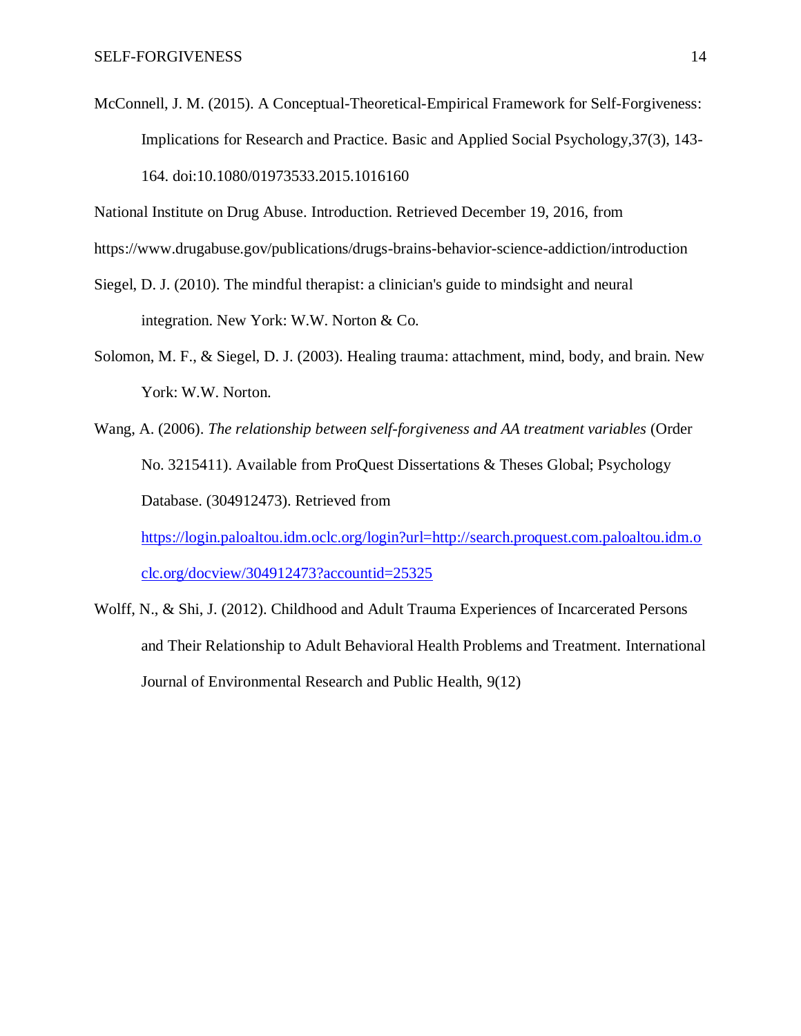McConnell, J. M. (2015). A Conceptual-Theoretical-Empirical Framework for Self-Forgiveness: Implications for Research and Practice. Basic and Applied Social Psychology,37(3), 143-164. doi:10.1080/01973533.2015.1016160

National Institute on Drug Abuse. Introduction. Retrieved December 19, 2016, from https://www.drugabuse.gov/publications/drugs-brains-behavior-science-addiction/introduction

Siegel, D. J. (2010). The mindful therapist: a clinician's guide to mindsight and neural integration. New York: W.W. Norton & Co.

Solomon, M. F., & Siegel, D. J. (2003). Healing trauma: attachment, mind, body, and brain. New York: W.W. Norton.

Wang, A. (2006). *The relationship between self-forgiveness and AA treatment variables* (Order No. 3215411). Available from ProQuest Dissertations & Theses Global; Psychology Database. (304912473). Retrieved from https://login.paloaltou.idm.oclc.org/login?url=http://search.proquest.com.paloaltou.idm.oclc.org/docview/304912473?accountid=25325

Wolff, N., & Shi, J. (2012). Childhood and Adult Trauma Experiences of Incarcerated Persons and Their Relationship to Adult Behavioral Health Problems and Treatment. International Journal of Environmental Research and Public Health, 9(12)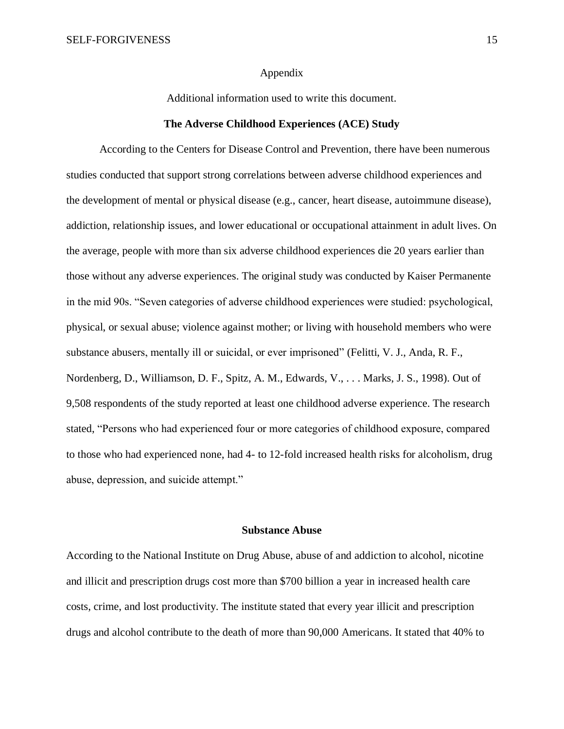# Appendix

Additional information used to write this document.

## The Adverse Childhood Experiences (ACE) Study

According to the Centers for Disease Control and Prevention, there have been numerous studies conducted that support strong correlations between adverse childhood experiences and the development of mental or physical disease (e.g., cancer, heart disease, autoimmune disease), addiction, relationship issues, and lower educational or occupational attainment in adult lives. On the average, people with more than six adverse childhood experiences die 20 years earlier than those without any adverse experiences. The original study was conducted by Kaiser Permanente in the mid 90s. "Seven categories of adverse childhood experiences were studied: psychological, physical, or sexual abuse; violence against mother; or living with household members who were substance abusers, mentally ill or suicidal, or ever imprisoned" (Felitti, V. J., Anda, R. F., Nordenberg, D., Williamson, D. F., Spitz, A. M., Edwards, V., . . . Marks, J. S., 1998). Out of 9,508 respondents of the study reported at least one childhood adverse experience. The research stated, "Persons who had experienced four or more categories of childhood exposure, compared to those who had experienced none, had 4- to 12-fold increased health risks for alcoholism, drug abuse, depression, and suicide attempt."

## Substance Abuse

According to the National Institute on Drug Abuse, abuse of and addiction to alcohol, nicotine and illicit and prescription drugs cost more than $700 billion a year in increased health care costs, crime, and lost productivity. The institute stated that every year illicit and prescription drugs and alcohol contribute to the death of more than 90,000 Americans. It stated that 40% to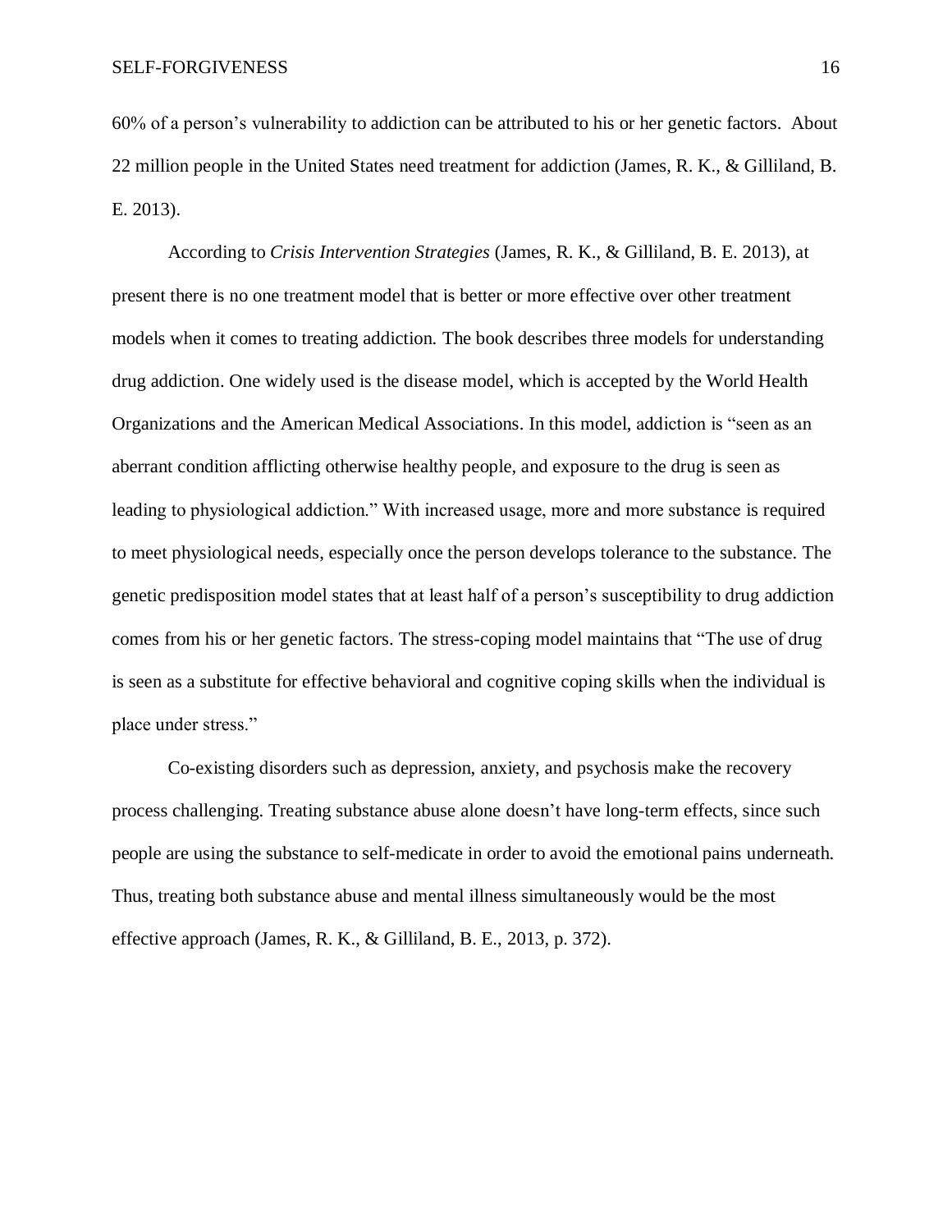60% of a person's vulnerability to addiction can be attributed to his or her genetic factors. About 22 million people in the United States need treatment for addiction (James, R. K., & Gilliland, B. E. 2013).

According to *Crisis Intervention Strategies* (James, R. K., & Gilliland, B. E. 2013), at present there is no one treatment model that is better or more effective over other treatment models when it comes to treating addiction. The book describes three models for understanding drug addiction. One widely used is the disease model, which is accepted by the World Health Organizations and the American Medical Associations. In this model, addiction is "seen as an aberrant condition afflicting otherwise healthy people, and exposure to the drug is seen as leading to physiological addiction." With increased usage, more and more substance is required to meet physiological needs, especially once the person develops tolerance to the substance. The genetic predisposition model states that at least half of a person's susceptibility to drug addiction comes from his or her genetic factors. The stress-coping model maintains that "The use of drug is seen as a substitute for effective behavioral and cognitive coping skills when the individual is place under stress."

Co-existing disorders such as depression, anxiety, and psychosis make the recovery process challenging. Treating substance abuse alone doesn't have long-term effects, since such people are using the substance to self-medicate in order to avoid the emotional pains underneath. Thus, treating both substance abuse and mental illness simultaneously would be the most effective approach (James, R. K., & Gilliland, B. E., 2013, p. 372).